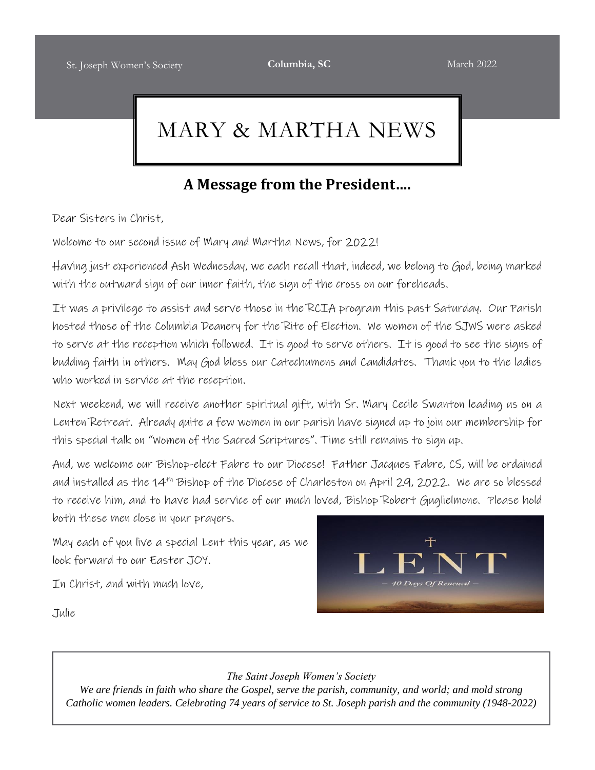St. Joseph Women's Society **Columbia, SC** March 2022

# MARY & MARTHA NEWS

## A Message from the President….

Dear Sisters in Christ,

Welcome to our second issue of Mary and Martha News, for 2022!

Having just experienced Ash Wednesday, we each recall that, indeed, we belong to God, being marked with the outward sign of our inner faith, the sign of the cross on our foreheads.

It was a privilege to assist and serve those in the RCIA program this past Saturday. Our Parish hosted those of the Columbia Deanery for the Rite of Election. We women of the SJWS were asked to serve at the reception which followed. It is good to serve others. It is good to see the signs of budding faith in others. May God bless our Catechumens and Candidates. Thank you to the ladies who worked in service at the reception.

Next weekend, we will receive another spiritual gift, with Sr. Mary Cecile Swanton leading us on a Lenten Retreat. Already quite a few women in our parish have signed up to join our membership for this special talk on "Women of the Sacred Scriptures". Time still remains to sign up.

And, we welcome our Bishop-elect Fabre to our Diocese! Father Jacques Fabre, CS, will be ordained and installed as the 14th Bishop of the Diocese of Charleston on April 29, 2022. We are so blessed to receive him, and to have had service of our much loved, Bishop Robert Guglielmone. Please hold both these men close in your prayers.

May each of you live a special Lent this year, as we look forward to our Easter JOY.

In Christ, and with much love,

Julie

---

*The Saint Joseph Women's Society*

*We are friends in faith who share the Gospel, serve the parish, community, and world; and mold strong Catholic women leaders. Celebrating 74 years of service to St. Joseph parish and the community (1948-2022)*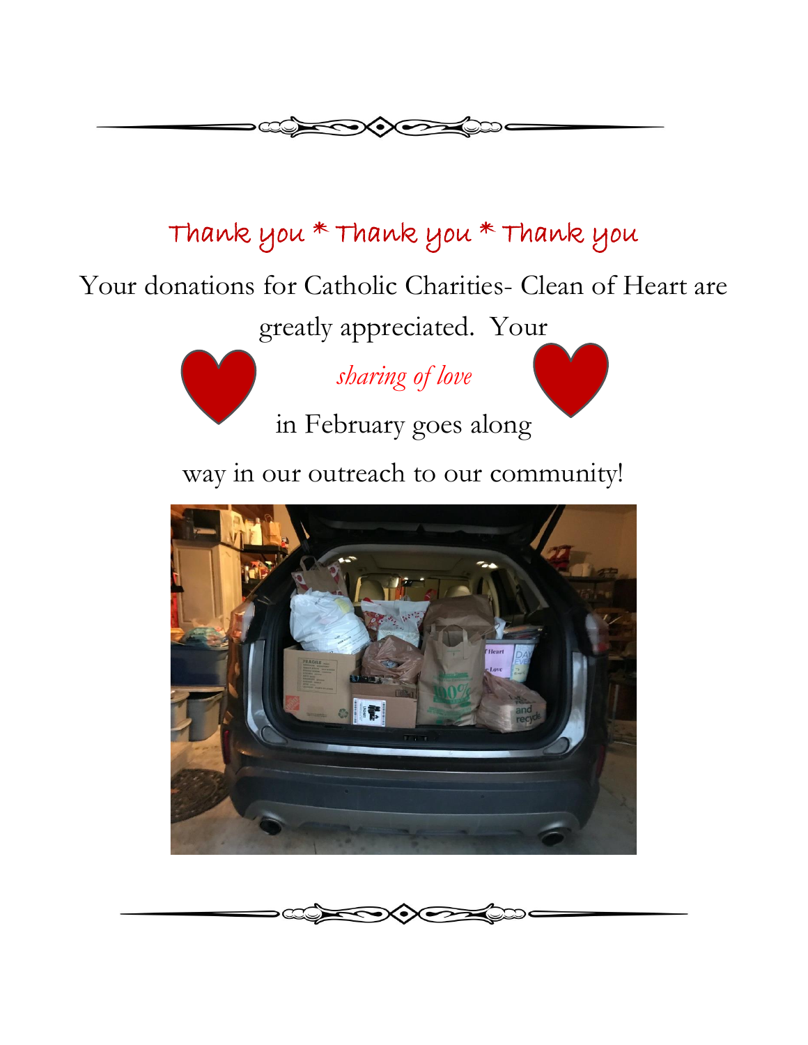Thank you * Thank you * Thank you

Your donations for Catholic Charities- Clean of Heart are greatly appreciated. Your

*sharing of love*

in February goes along

way in our outreach to our community!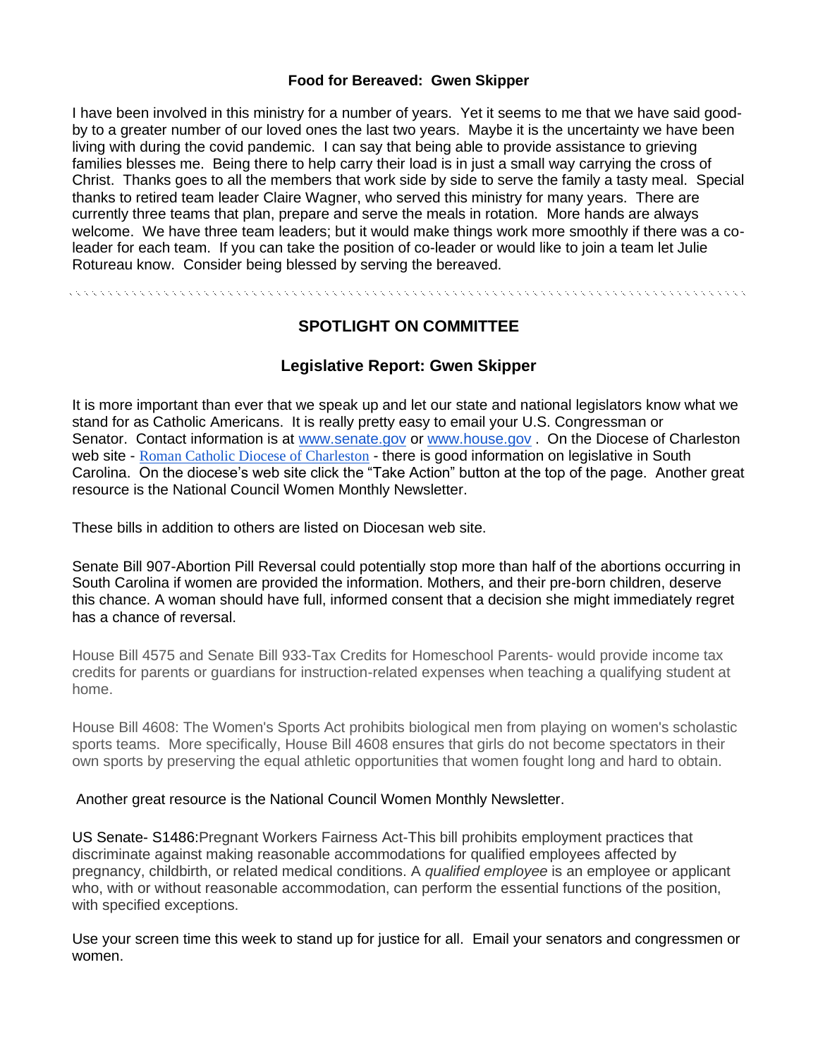**Food for Bereaved: Gwen Skipper**

I have been involved in this ministry for a number of years. Yet it seems to me that we have said good-by to a greater number of our loved ones the last two years. Maybe it is the uncertainty we have been living with during the covid pandemic. I can say that being able to provide assistance to grieving families blesses me. Being there to help carry their load is in just a small way carrying the cross of Christ. Thanks goes to all the members that work side by side to serve the family a tasty meal. Special thanks to retired team leader Claire Wagner, who served this ministry for many years. There are currently three teams that plan, prepare and serve the meals in rotation. More hands are always welcome. We have three team leaders; but it would make things work more smoothly if there was a co-leader for each team. If you can take the position of co-leader or would like to join a team let Julie Rotureau know. Consider being blessed by serving the bereaved.

---

## SPOTLIGHT ON COMMITTEE

### Legislative Report: Gwen Skipper

It is more important than ever that we speak up and let our state and national legislators know what we stand for as Catholic Americans. It is really pretty easy to email your U.S. Congressman or Senator. Contact information is at www.senate.gov or www.house.gov . On the Diocese of Charleston web site - Roman Catholic Diocese of Charleston - there is good information on legislative in South Carolina. On the diocese's web site click the "Take Action" button at the top of the page. Another great resource is the National Council Women Monthly Newsletter.

These bills in addition to others are listed on Diocesan web site.

Senate Bill 907-Abortion Pill Reversal could potentially stop more than half of the abortions occurring in South Carolina if women are provided the information. Mothers, and their pre-born children, deserve this chance. A woman should have full, informed consent that a decision she might immediately regret has a chance of reversal.

House Bill 4575 and Senate Bill 933-Tax Credits for Homeschool Parents- would provide income tax credits for parents or guardians for instruction-related expenses when teaching a qualifying student at home.

House Bill 4608: The Women's Sports Act prohibits biological men from playing on women's scholastic sports teams. More specifically, House Bill 4608 ensures that girls do not become spectators in their own sports by preserving the equal athletic opportunities that women fought long and hard to obtain.

Another great resource is the National Council Women Monthly Newsletter.

US Senate- S1486:Pregnant Workers Fairness Act-This bill prohibits employment practices that discriminate against making reasonable accommodations for qualified employees affected by pregnancy, childbirth, or related medical conditions. A *qualified employee* is an employee or applicant who, with or without reasonable accommodation, can perform the essential functions of the position, with specified exceptions.

Use your screen time this week to stand up for justice for all. Email your senators and congressmen or women.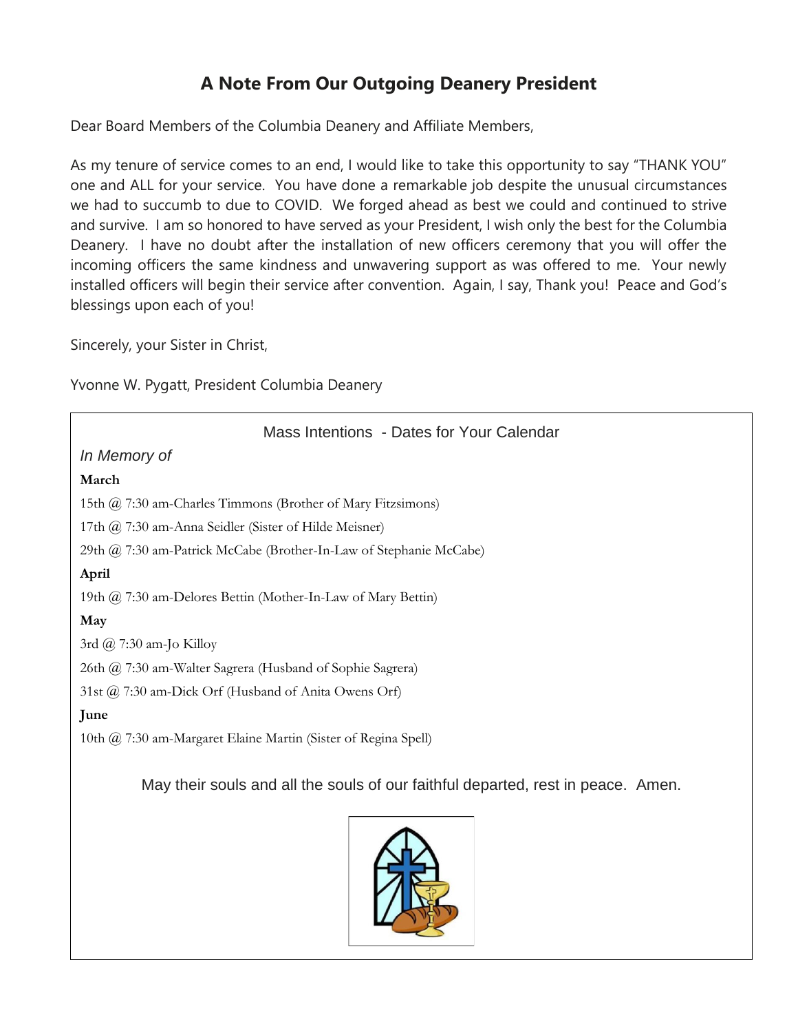# A Note From Our Outgoing Deanery President

Dear Board Members of the Columbia Deanery and Affiliate Members,

As my tenure of service comes to an end, I would like to take this opportunity to say "THANK YOU" one and ALL for your service. You have done a remarkable job despite the unusual circumstances we had to succumb to due to COVID. We forged ahead as best we could and continued to strive and survive. I am so honored to have served as your President, I wish only the best for the Columbia Deanery. I have no doubt after the installation of new officers ceremony that you will offer the incoming officers the same kindness and unwavering support as was offered to me. Your newly installed officers will begin their service after convention. Again, I say, Thank you! Peace and God's blessings upon each of you!

Sincerely, your Sister in Christ,

Yvonne W. Pygatt, President Columbia Deanery

## Mass Intentions - Dates for Your Calendar

*In Memory of*

**March**

15th @ 7:30 am-Charles Timmons (Brother of Mary Fitzsimons)

17th @ 7:30 am-Anna Seidler (Sister of Hilde Meisner)

29th @ 7:30 am-Patrick McCabe (Brother-In-Law of Stephanie McCabe)

**April**

19th @ 7:30 am-Delores Bettin (Mother-In-Law of Mary Bettin)

**May**

3rd @ 7:30 am-Jo Killoy

26th @ 7:30 am-Walter Sagrera (Husband of Sophie Sagrera)

31st @ 7:30 am-Dick Orf (Husband of Anita Owens Orf)

**June**

10th @ 7:30 am-Margaret Elaine Martin (Sister of Regina Spell)

May their souls and all the souls of our faithful departed, rest in peace. Amen.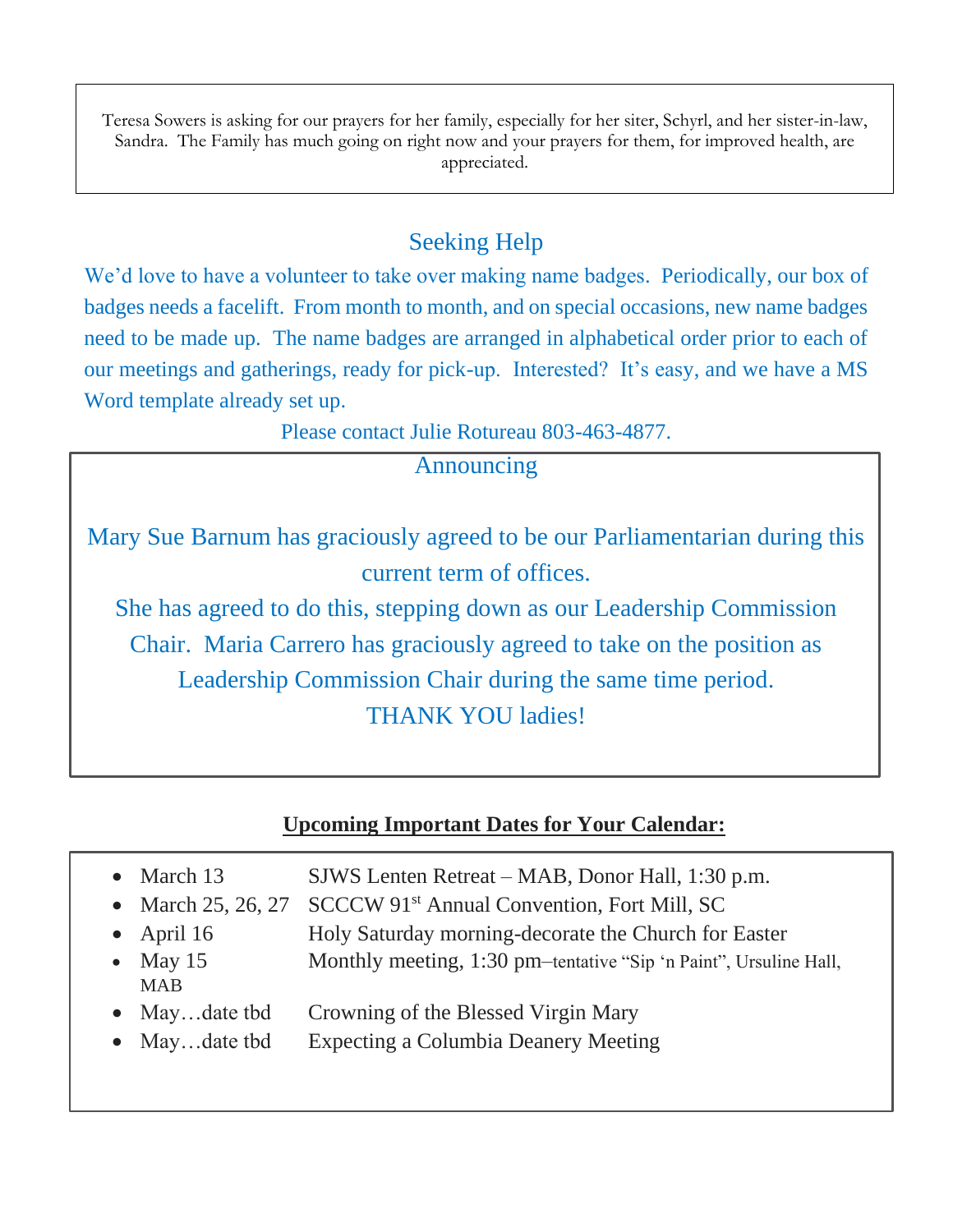Teresa Sowers is asking for our prayers for her family, especially for her siter, Schyrl, and her sister-in-law, Sandra. The Family has much going on right now and your prayers for them, for improved health, are appreciated.

## Seeking Help

We'd love to have a volunteer to take over making name badges. Periodically, our box of badges needs a facelift. From month to month, and on special occasions, new name badges need to be made up. The name badges are arranged in alphabetical order prior to each of our meetings and gatherings, ready for pick-up. Interested? It's easy, and we have a MS Word template already set up.

Please contact Julie Rotureau 803-463-4877.

## Announcing

Mary Sue Barnum has graciously agreed to be our Parliamentarian during this current term of offices.

She has agreed to do this, stepping down as our Leadership Commission Chair. Maria Carrero has graciously agreed to take on the position as Leadership Commission Chair during the same time period.

THANK YOU ladies!

**Upcoming Important Dates for Your Calendar:**

- March 13 — SJWS Lenten Retreat – MAB, Donor Hall, 1:30 p.m.
- March 25, 26, 27 — SCCCW 91st Annual Convention, Fort Mill, SC
- April 16 — Holy Saturday morning-decorate the Church for Easter
- May 15 — Monthly meeting, 1:30 pm–tentative "Sip 'n Paint", Ursuline Hall, MAB
- May…date tbd — Crowning of the Blessed Virgin Mary
- May…date tbd — Expecting a Columbia Deanery Meeting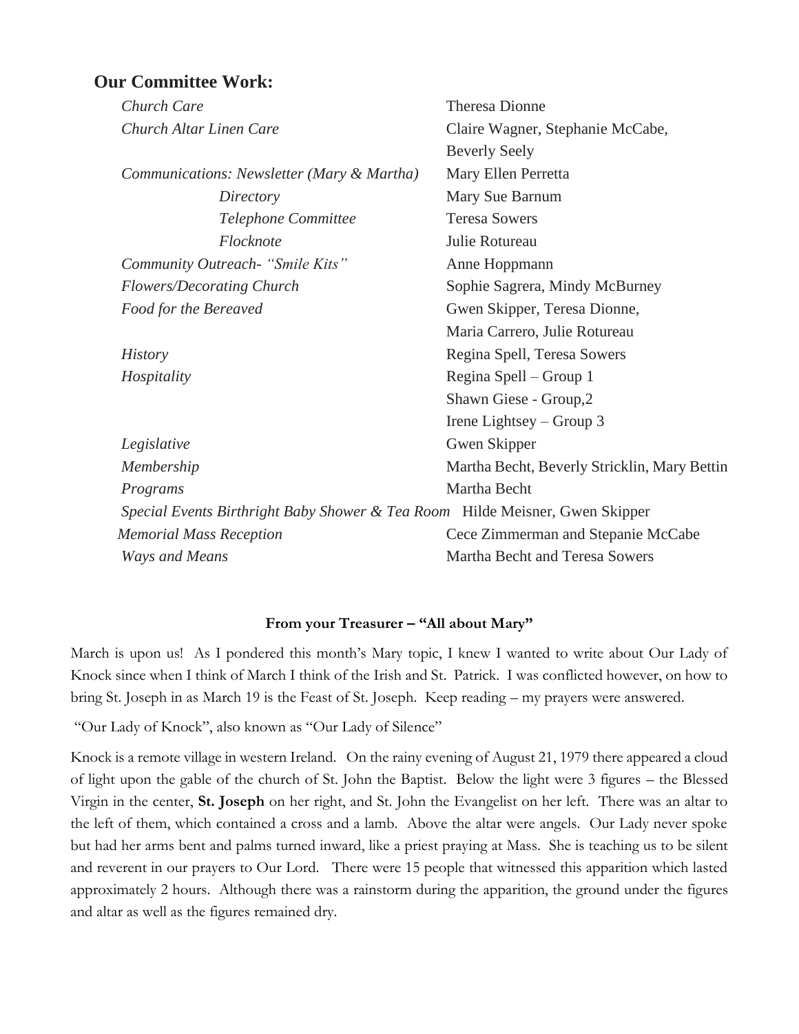## Our Committee Work:

| | |
|---|---|
| *Church Care* | Theresa Dionne |
| *Church Altar Linen Care* | Claire Wagner, Stephanie McCabe, Beverly Seely |
| *Communications: Newsletter (Mary & Martha)* | Mary Ellen Perretta |
| *Directory* | Mary Sue Barnum |
| *Telephone Committee* | Teresa Sowers |
| *Flocknote* | Julie Rotureau |
| *Community Outreach- "Smile Kits"* | Anne Hoppmann |
| *Flowers/Decorating Church* | Sophie Sagrera, Mindy McBurney |
| *Food for the Bereaved* | Gwen Skipper, Teresa Dionne, Maria Carrero, Julie Rotureau |
| *History* | Regina Spell, Teresa Sowers |
| *Hospitality* | Regina Spell – Group 1<br>Shawn Giese - Group,2<br>Irene Lightsey – Group 3 |
| *Legislative* | Gwen Skipper |
| *Membership* | Martha Becht, Beverly Stricklin, Mary Bettin |
| *Programs* | Martha Becht |
| *Special Events Birthright Baby Shower & Tea Room* | Hilde Meisner, Gwen Skipper |
| *Memorial Mass Reception* | Cece Zimmerman and Stepanie McCabe |
| *Ways and Means* | Martha Becht and Teresa Sowers |

**From your Treasurer – "All about Mary"**

March is upon us! As I pondered this month's Mary topic, I knew I wanted to write about Our Lady of Knock since when I think of March I think of the Irish and St. Patrick. I was conflicted however, on how to bring St. Joseph in as March 19 is the Feast of St. Joseph. Keep reading – my prayers were answered.

"Our Lady of Knock", also known as "Our Lady of Silence"

Knock is a remote village in western Ireland. On the rainy evening of August 21, 1979 there appeared a cloud of light upon the gable of the church of St. John the Baptist. Below the light were 3 figures – the Blessed Virgin in the center, **St. Joseph** on her right, and St. John the Evangelist on her left. There was an altar to the left of them, which contained a cross and a lamb. Above the altar were angels. Our Lady never spoke but had her arms bent and palms turned inward, like a priest praying at Mass. She is teaching us to be silent and reverent in our prayers to Our Lord. There were 15 people that witnessed this apparition which lasted approximately 2 hours. Although there was a rainstorm during the apparition, the ground under the figures and altar as well as the figures remained dry.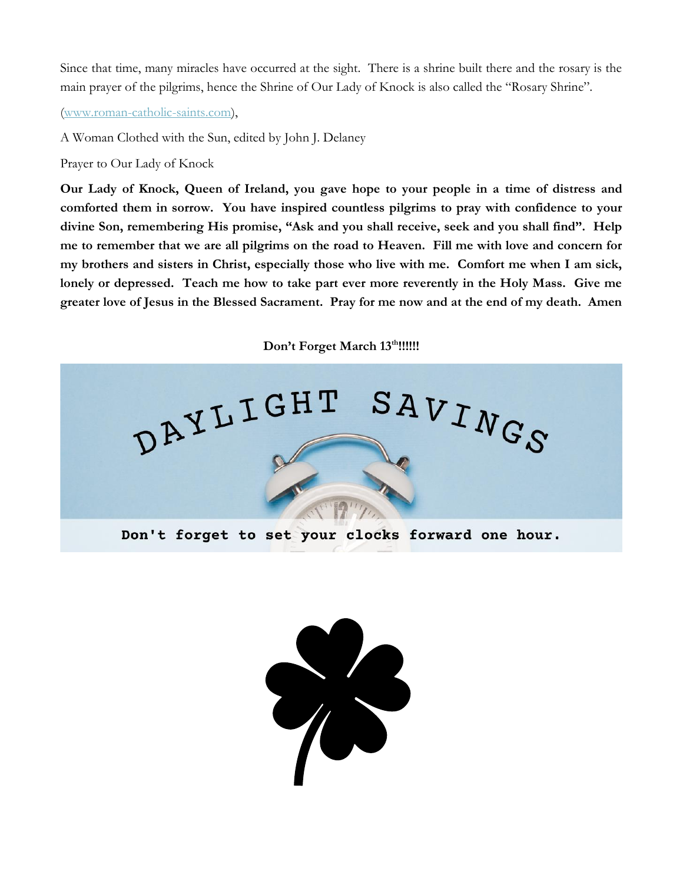Since that time, many miracles have occurred at the sight. There is a shrine built there and the rosary is the main prayer of the pilgrims, hence the Shrine of Our Lady of Knock is also called the "Rosary Shrine".

(www.roman-catholic-saints.com),

A Woman Clothed with the Sun, edited by John J. Delaney

Prayer to Our Lady of Knock

**Our Lady of Knock, Queen of Ireland, you gave hope to your people in a time of distress and comforted them in sorrow. You have inspired countless pilgrims to pray with confidence to your divine Son, remembering His promise, "Ask and you shall receive, seek and you shall find". Help me to remember that we are all pilgrims on the road to Heaven. Fill me with love and concern for my brothers and sisters in Christ, especially those who live with me. Comfort me when I am sick, lonely or depressed. Teach me how to take part ever more reverently in the Holy Mass. Give me greater love of Jesus in the Blessed Sacrament. Pray for me now and at the end of my death. Amen**

**Don't Forget March 13th!!!!!!**

DAYLIGHT SAVINGS

Don't forget to set your clocks forward one hour.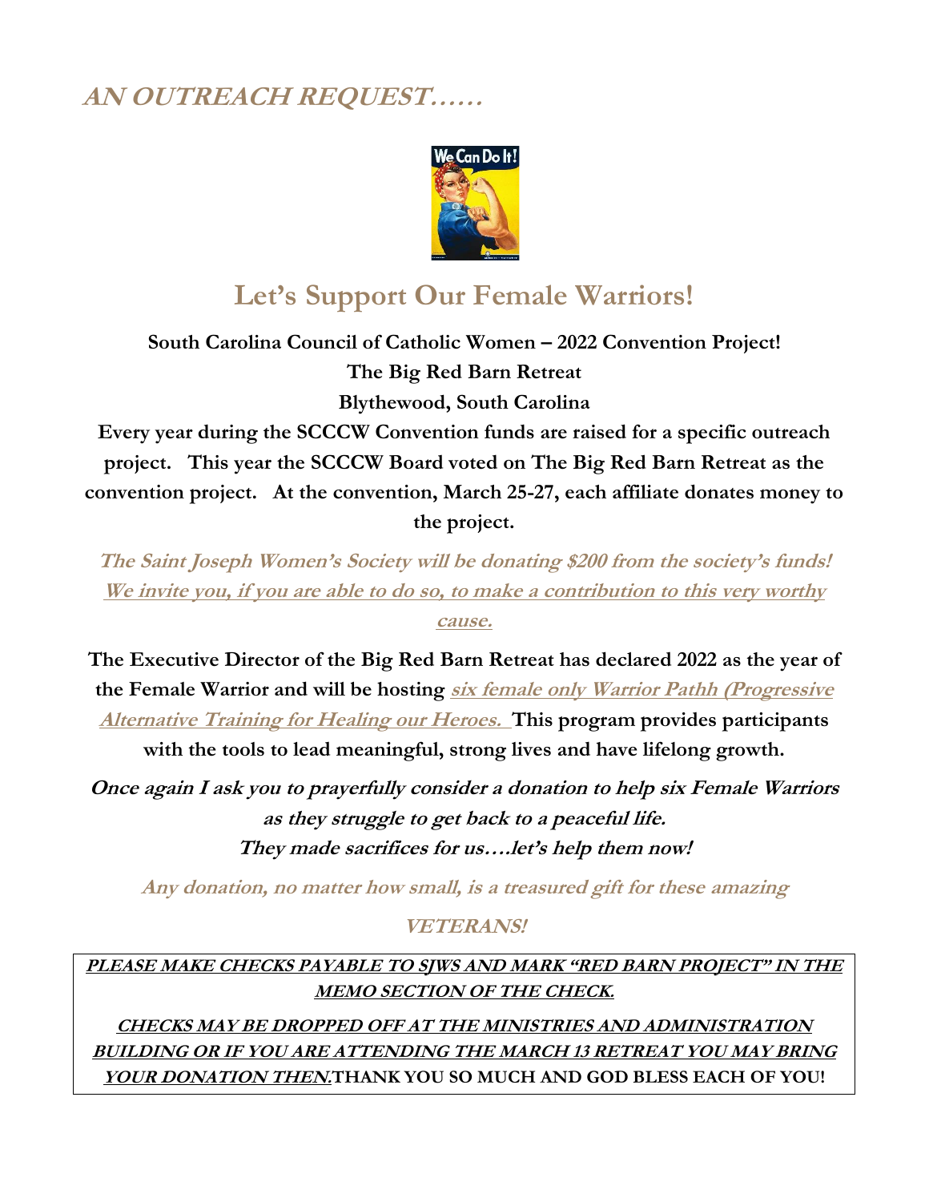## *AN OUTREACH REQUEST……*

# Let's Support Our Female Warriors!

**South Carolina Council of Catholic Women – 2022 Convention Project!**
**The Big Red Barn Retreat**
**Blythewood, South Carolina**

**Every year during the SCCCW Convention funds are raised for a specific outreach project. This year the SCCCW Board voted on The Big Red Barn Retreat as the convention project. At the convention, March 25-27, each affiliate donates money to the project.**

***The Saint Joseph Women's Society will be donating $200 from the society's funds!*** ***We invite you, if you are able to do so, to make a contribution to this very worthy cause.***

**The Executive Director of the Big Red Barn Retreat has declared 2022 as the year of the Female Warrior and will be hosting *six female only Warrior Pathh (Progressive Alternative Training for Healing our Heroes.* This program provides participants with the tools to lead meaningful, strong lives and have lifelong growth.**

***Once again I ask you to prayerfully consider a donation to help six Female Warriors as they struggle to get back to a peaceful life.***
***They made sacrifices for us….let's help them now!***

***Any donation, no matter how small, is a treasured gift for these amazing VETERANS!***

***PLEASE MAKE CHECKS PAYABLE TO SJWS AND MARK "RED BARN PROJECT" IN THE MEMO SECTION OF THE CHECK.***

***CHECKS MAY BE DROPPED OFF AT THE MINISTRIES AND ADMINISTRATION BUILDING OR IF YOU ARE ATTENDING THE MARCH 13 RETREAT YOU MAY BRING YOUR DONATION THEN.*** **THANK YOU SO MUCH AND GOD BLESS EACH OF YOU!**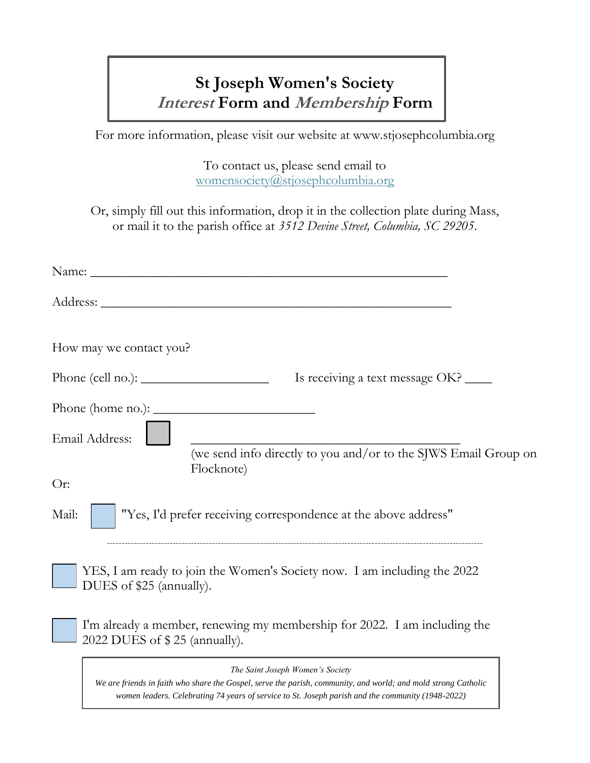# St Joseph Women's Society
## *Interest* Form and *Membership* Form

For more information, please visit our website at www.stjosephcolumbia.org

To contact us, please send email to
womensociety@stjosephcolumbia.org

Or, simply fill out this information, drop it in the collection plate during Mass, or mail it to the parish office at *3512 Devine Street, Columbia, SC 29205*.

Name: ______________________________________________________

Address: ____________________________________________________

How may we contact you?

Phone (cell no.): ___________________ Is receiving a text message OK? ____

Phone (home no.): ________________________

Email Address: ☐ ________________________________________
(we send info directly to you and/or to the SJWS Email Group on Flocknote)

Or:

Mail: ☐ "Yes, I'd prefer receiving correspondence at the above address"

---

☐ YES, I am ready to join the Women's Society now. I am including the 2022 DUES of $25 (annually).

☐ I'm already a member, renewing my membership for 2022. I am including the 2022 DUES of $ 25 (annually).

*The Saint Joseph Women's Society*
*We are friends in faith who share the Gospel, serve the parish, community, and world; and mold strong Catholic women leaders. Celebrating 74 years of service to St. Joseph parish and the community (1948-2022)*